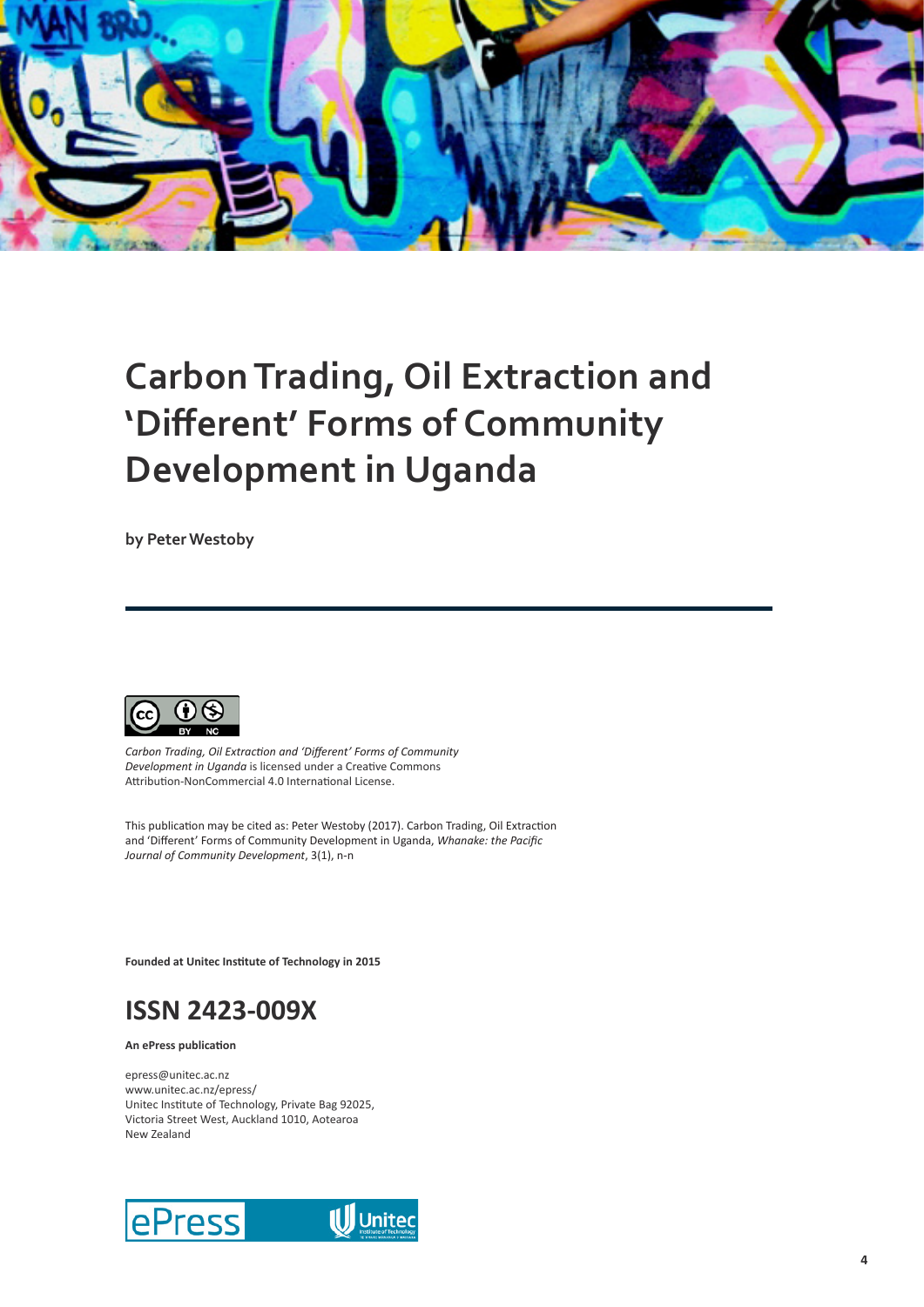# Carbon Trading, Oil Extraction and 'Different' Forms of Community Development in Uganda

**by Peter Westoby**

*Carbon Trading, Oil Extraction and 'Different' Forms of Community Development in Uganda* is licensed under a Creative Commons Attribution-NonCommercial 4.0 International License.

This publication may be cited as: Peter Westoby (2017). Carbon Trading, Oil Extraction and 'Different' Forms of Community Development in Uganda, *Whanake: the Pacific Journal of Community Development*, 3(1), n-n

**Founded at Unitec Institute of Technology in 2015**

## ISSN 2423-009X

**An ePress publication**

epress@unitec.ac.nz
www.unitec.ac.nz/epress/
Unitec Institute of Technology, Private Bag 92025,
Victoria Street West, Auckland 1010, Aotearoa
New Zealand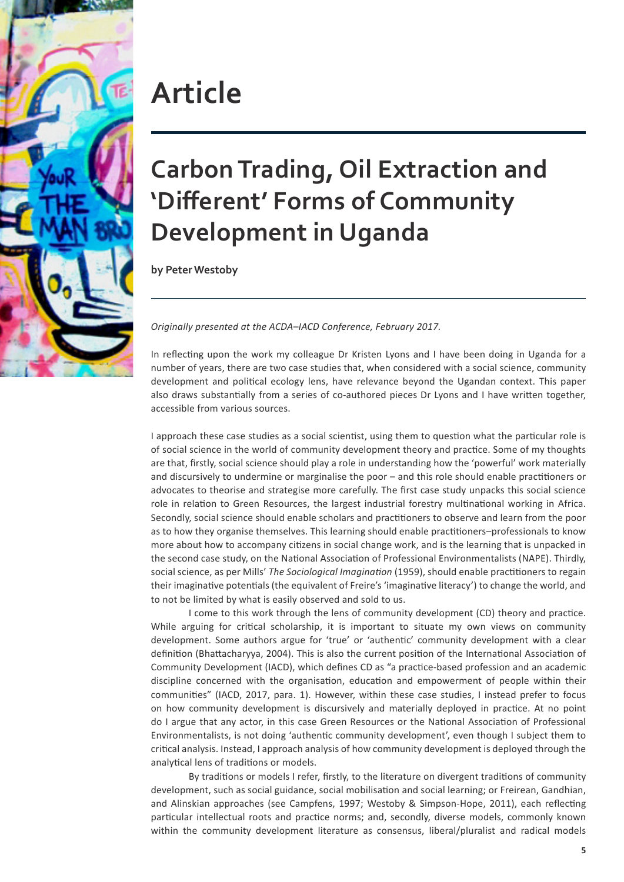# Article

## Carbon Trading, Oil Extraction and 'Different' Forms of Community Development in Uganda

**by Peter Westoby**

*Originally presented at the ACDA–IACD Conference, February 2017.*

In reflecting upon the work my colleague Dr Kristen Lyons and I have been doing in Uganda for a number of years, there are two case studies that, when considered with a social science, community development and political ecology lens, have relevance beyond the Ugandan context. This paper also draws substantially from a series of co-authored pieces Dr Lyons and I have written together, accessible from various sources.

I approach these case studies as a social scientist, using them to question what the particular role is of social science in the world of community development theory and practice. Some of my thoughts are that, firstly, social science should play a role in understanding how the 'powerful' work materially and discursively to undermine or marginalise the poor – and this role should enable practitioners or advocates to theorise and strategise more carefully. The first case study unpacks this social science role in relation to Green Resources, the largest industrial forestry multinational working in Africa. Secondly, social science should enable scholars and practitioners to observe and learn from the poor as to how they organise themselves. This learning should enable practitioners–professionals to know more about how to accompany citizens in social change work, and is the learning that is unpacked in the second case study, on the National Association of Professional Environmentalists (NAPE). Thirdly, social science, as per Mills' *The Sociological Imagination* (1959), should enable practitioners to regain their imaginative potentials (the equivalent of Freire's 'imaginative literacy') to change the world, and to not be limited by what is easily observed and sold to us.

I come to this work through the lens of community development (CD) theory and practice. While arguing for critical scholarship, it is important to situate my own views on community development. Some authors argue for 'true' or 'authentic' community development with a clear definition (Bhattacharyya, 2004). This is also the current position of the International Association of Community Development (IACD), which defines CD as "a practice-based profession and an academic discipline concerned with the organisation, education and empowerment of people within their communities" (IACD, 2017, para. 1). However, within these case studies, I instead prefer to focus on how community development is discursively and materially deployed in practice. At no point do I argue that any actor, in this case Green Resources or the National Association of Professional Environmentalists, is not doing 'authentic community development', even though I subject them to critical analysis. Instead, I approach analysis of how community development is deployed through the analytical lens of traditions or models.

By traditions or models I refer, firstly, to the literature on divergent traditions of community development, such as social guidance, social mobilisation and social learning; or Freirean, Gandhian, and Alinskian approaches (see Campfens, 1997; Westoby & Simpson-Hope, 2011), each reflecting particular intellectual roots and practice norms; and, secondly, diverse models, commonly known within the community development literature as consensus, liberal/pluralist and radical models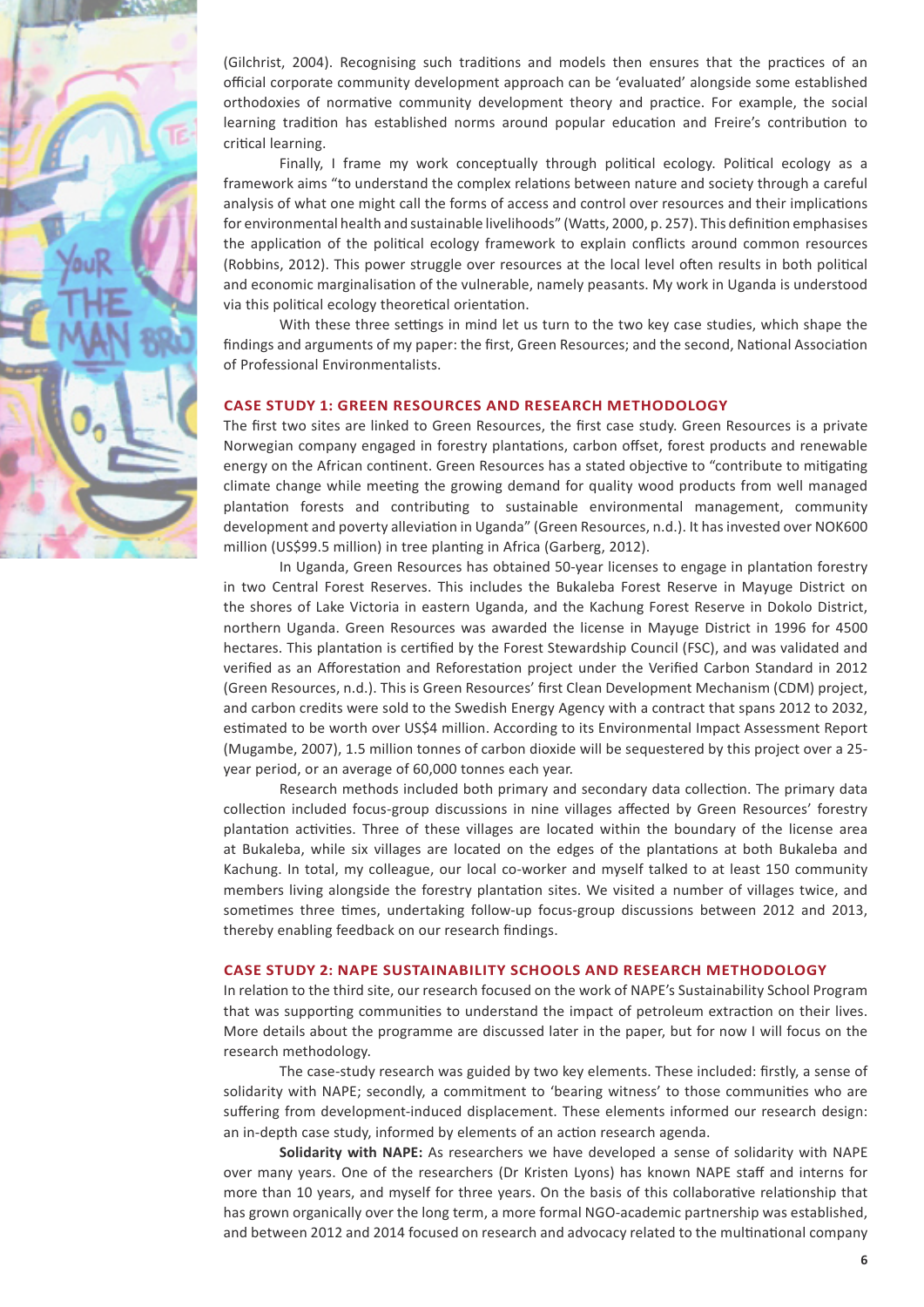(Gilchrist, 2004). Recognising such traditions and models then ensures that the practices of an official corporate community development approach can be 'evaluated' alongside some established orthodoxies of normative community development theory and practice. For example, the social learning tradition has established norms around popular education and Freire's contribution to critical learning.

Finally, I frame my work conceptually through political ecology. Political ecology as a framework aims "to understand the complex relations between nature and society through a careful analysis of what one might call the forms of access and control over resources and their implications for environmental health and sustainable livelihoods" (Watts, 2000, p. 257). This definition emphasises the application of the political ecology framework to explain conflicts around common resources (Robbins, 2012). This power struggle over resources at the local level often results in both political and economic marginalisation of the vulnerable, namely peasants. My work in Uganda is understood via this political ecology theoretical orientation.

With these three settings in mind let us turn to the two key case studies, which shape the findings and arguments of my paper: the first, Green Resources; and the second, National Association of Professional Environmentalists.

## CASE STUDY 1: GREEN RESOURCES AND RESEARCH METHODOLOGY

The first two sites are linked to Green Resources, the first case study. Green Resources is a private Norwegian company engaged in forestry plantations, carbon offset, forest products and renewable energy on the African continent. Green Resources has a stated objective to "contribute to mitigating climate change while meeting the growing demand for quality wood products from well managed plantation forests and contributing to sustainable environmental management, community development and poverty alleviation in Uganda" (Green Resources, n.d.). It has invested over NOK600 million (US$99.5 million) in tree planting in Africa (Garberg, 2012).

In Uganda, Green Resources has obtained 50-year licenses to engage in plantation forestry in two Central Forest Reserves. This includes the Bukaleba Forest Reserve in Mayuge District on the shores of Lake Victoria in eastern Uganda, and the Kachung Forest Reserve in Dokolo District, northern Uganda. Green Resources was awarded the license in Mayuge District in 1996 for 4500 hectares. This plantation is certified by the Forest Stewardship Council (FSC), and was validated and verified as an Afforestation and Reforestation project under the Verified Carbon Standard in 2012 (Green Resources, n.d.). This is Green Resources' first Clean Development Mechanism (CDM) project, and carbon credits were sold to the Swedish Energy Agency with a contract that spans 2012 to 2032, estimated to be worth over US$4 million. According to its Environmental Impact Assessment Report (Mugambe, 2007), 1.5 million tonnes of carbon dioxide will be sequestered by this project over a 25-year period, or an average of 60,000 tonnes each year.

Research methods included both primary and secondary data collection. The primary data collection included focus-group discussions in nine villages affected by Green Resources' forestry plantation activities. Three of these villages are located within the boundary of the license area at Bukaleba, while six villages are located on the edges of the plantations at both Bukaleba and Kachung. In total, my colleague, our local co-worker and myself talked to at least 150 community members living alongside the forestry plantation sites. We visited a number of villages twice, and sometimes three times, undertaking follow-up focus-group discussions between 2012 and 2013, thereby enabling feedback on our research findings.

## CASE STUDY 2: NAPE SUSTAINABILITY SCHOOLS AND RESEARCH METHODOLOGY

In relation to the third site, our research focused on the work of NAPE's Sustainability School Program that was supporting communities to understand the impact of petroleum extraction on their lives. More details about the programme are discussed later in the paper, but for now I will focus on the research methodology.

The case-study research was guided by two key elements. These included: firstly, a sense of solidarity with NAPE; secondly, a commitment to 'bearing witness' to those communities who are suffering from development-induced displacement. These elements informed our research design: an in-depth case study, informed by elements of an action research agenda.

**Solidarity with NAPE:** As researchers we have developed a sense of solidarity with NAPE over many years. One of the researchers (Dr Kristen Lyons) has known NAPE staff and interns for more than 10 years, and myself for three years. On the basis of this collaborative relationship that has grown organically over the long term, a more formal NGO-academic partnership was established, and between 2012 and 2014 focused on research and advocacy related to the multinational company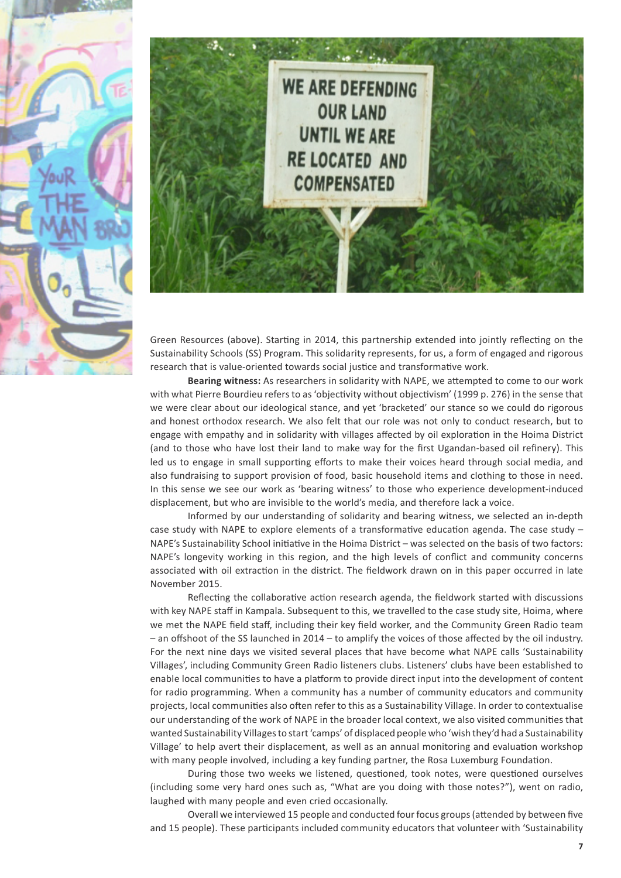Green Resources (above). Starting in 2014, this partnership extended into jointly reflecting on the Sustainability Schools (SS) Program. This solidarity represents, for us, a form of engaged and rigorous research that is value-oriented towards social justice and transformative work.

**Bearing witness:** As researchers in solidarity with NAPE, we attempted to come to our work with what Pierre Bourdieu refers to as 'objectivity without objectivism' (1999 p. 276) in the sense that we were clear about our ideological stance, and yet 'bracketed' our stance so we could do rigorous and honest orthodox research. We also felt that our role was not only to conduct research, but to engage with empathy and in solidarity with villages affected by oil exploration in the Hoima District (and to those who have lost their land to make way for the first Ugandan-based oil refinery). This led us to engage in small supporting efforts to make their voices heard through social media, and also fundraising to support provision of food, basic household items and clothing to those in need. In this sense we see our work as 'bearing witness' to those who experience development-induced displacement, but who are invisible to the world's media, and therefore lack a voice.

Informed by our understanding of solidarity and bearing witness, we selected an in-depth case study with NAPE to explore elements of a transformative education agenda. The case study – NAPE's Sustainability School initiative in the Hoima District – was selected on the basis of two factors: NAPE's longevity working in this region, and the high levels of conflict and community concerns associated with oil extraction in the district. The fieldwork drawn on in this paper occurred in late November 2015.

Reflecting the collaborative action research agenda, the fieldwork started with discussions with key NAPE staff in Kampala. Subsequent to this, we travelled to the case study site, Hoima, where we met the NAPE field staff, including their key field worker, and the Community Green Radio team – an offshoot of the SS launched in 2014 – to amplify the voices of those affected by the oil industry. For the next nine days we visited several places that have become what NAPE calls 'Sustainability Villages', including Community Green Radio listeners clubs. Listeners' clubs have been established to enable local communities to have a platform to provide direct input into the development of content for radio programming. When a community has a number of community educators and community projects, local communities also often refer to this as a Sustainability Village. In order to contextualise our understanding of the work of NAPE in the broader local context, we also visited communities that wanted Sustainability Villages to start 'camps' of displaced people who 'wish they'd had a Sustainability Village' to help avert their displacement, as well as an annual monitoring and evaluation workshop with many people involved, including a key funding partner, the Rosa Luxemburg Foundation.

During those two weeks we listened, questioned, took notes, were questioned ourselves (including some very hard ones such as, "What are you doing with those notes?"), went on radio, laughed with many people and even cried occasionally.

Overall we interviewed 15 people and conducted four focus groups (attended by between five and 15 people). These participants included community educators that volunteer with 'Sustainability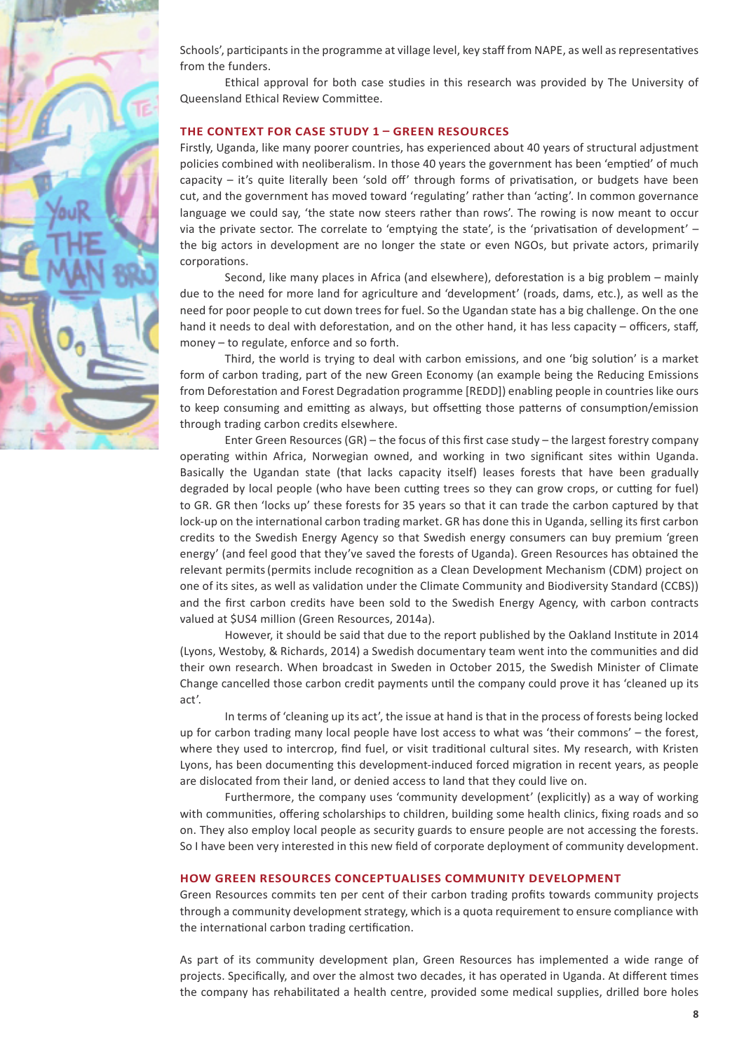Schools', participants in the programme at village level, key staff from NAPE, as well as representatives from the funders.

Ethical approval for both case studies in this research was provided by The University of Queensland Ethical Review Committee.

## THE CONTEXT FOR CASE STUDY 1 – GREEN RESOURCES

Firstly, Uganda, like many poorer countries, has experienced about 40 years of structural adjustment policies combined with neoliberalism. In those 40 years the government has been 'emptied' of much capacity – it's quite literally been 'sold off' through forms of privatisation, or budgets have been cut, and the government has moved toward 'regulating' rather than 'acting'. In common governance language we could say, 'the state now steers rather than rows'. The rowing is now meant to occur via the private sector. The correlate to 'emptying the state', is the 'privatisation of development' – the big actors in development are no longer the state or even NGOs, but private actors, primarily corporations.

Second, like many places in Africa (and elsewhere), deforestation is a big problem – mainly due to the need for more land for agriculture and 'development' (roads, dams, etc.), as well as the need for poor people to cut down trees for fuel. So the Ugandan state has a big challenge. On the one hand it needs to deal with deforestation, and on the other hand, it has less capacity – officers, staff, money – to regulate, enforce and so forth.

Third, the world is trying to deal with carbon emissions, and one 'big solution' is a market form of carbon trading, part of the new Green Economy (an example being the Reducing Emissions from Deforestation and Forest Degradation programme [REDD]) enabling people in countries like ours to keep consuming and emitting as always, but offsetting those patterns of consumption/emission through trading carbon credits elsewhere.

Enter Green Resources (GR) – the focus of this first case study – the largest forestry company operating within Africa, Norwegian owned, and working in two significant sites within Uganda. Basically the Ugandan state (that lacks capacity itself) leases forests that have been gradually degraded by local people (who have been cutting trees so they can grow crops, or cutting for fuel) to GR. GR then 'locks up' these forests for 35 years so that it can trade the carbon captured by that lock-up on the international carbon trading market. GR has done this in Uganda, selling its first carbon credits to the Swedish Energy Agency so that Swedish energy consumers can buy premium 'green energy' (and feel good that they've saved the forests of Uganda). Green Resources has obtained the relevant permits (permits include recognition as a Clean Development Mechanism (CDM) project on one of its sites, as well as validation under the Climate Community and Biodiversity Standard (CCBS)) and the first carbon credits have been sold to the Swedish Energy Agency, with carbon contracts valued at $US4 million (Green Resources, 2014a).

However, it should be said that due to the report published by the Oakland Institute in 2014 (Lyons, Westoby, & Richards, 2014) a Swedish documentary team went into the communities and did their own research. When broadcast in Sweden in October 2015, the Swedish Minister of Climate Change cancelled those carbon credit payments until the company could prove it has 'cleaned up its act'.

In terms of 'cleaning up its act', the issue at hand is that in the process of forests being locked up for carbon trading many local people have lost access to what was 'their commons' – the forest, where they used to intercrop, find fuel, or visit traditional cultural sites. My research, with Kristen Lyons, has been documenting this development-induced forced migration in recent years, as people are dislocated from their land, or denied access to land that they could live on.

Furthermore, the company uses 'community development' (explicitly) as a way of working with communities, offering scholarships to children, building some health clinics, fixing roads and so on. They also employ local people as security guards to ensure people are not accessing the forests. So I have been very interested in this new field of corporate deployment of community development.

## HOW GREEN RESOURCES CONCEPTUALISES COMMUNITY DEVELOPMENT

Green Resources commits ten per cent of their carbon trading profits towards community projects through a community development strategy, which is a quota requirement to ensure compliance with the international carbon trading certification.

As part of its community development plan, Green Resources has implemented a wide range of projects. Specifically, and over the almost two decades, it has operated in Uganda. At different times the company has rehabilitated a health centre, provided some medical supplies, drilled bore holes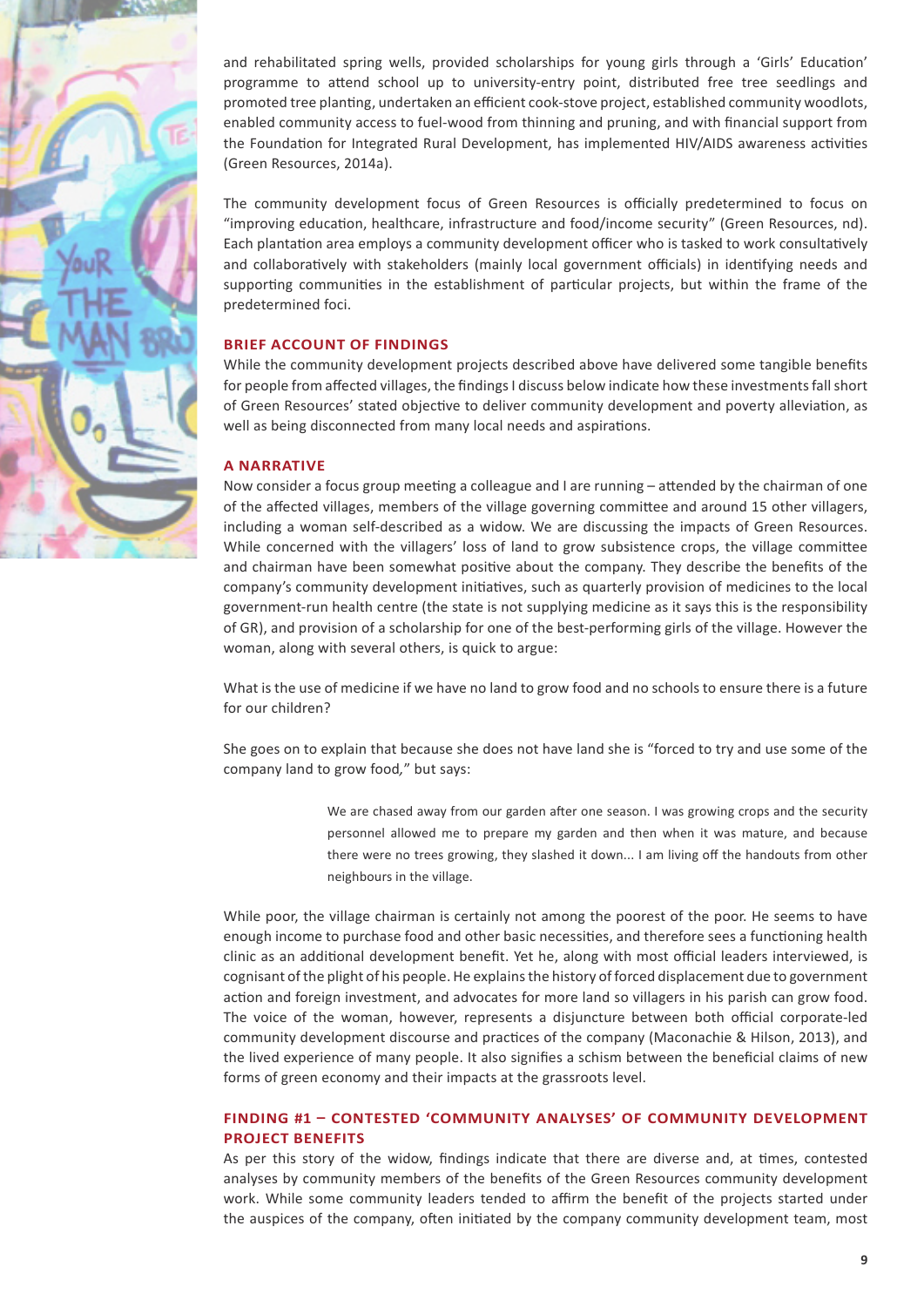and rehabilitated spring wells, provided scholarships for young girls through a 'Girls' Education' programme to attend school up to university-entry point, distributed free tree seedlings and promoted tree planting, undertaken an efficient cook-stove project, established community woodlots, enabled community access to fuel-wood from thinning and pruning, and with financial support from the Foundation for Integrated Rural Development, has implemented HIV/AIDS awareness activities (Green Resources, 2014a).

The community development focus of Green Resources is officially predetermined to focus on "improving education, healthcare, infrastructure and food/income security" (Green Resources, nd). Each plantation area employs a community development officer who is tasked to work consultatively and collaboratively with stakeholders (mainly local government officials) in identifying needs and supporting communities in the establishment of particular projects, but within the frame of the predetermined foci.

## BRIEF ACCOUNT OF FINDINGS

While the community development projects described above have delivered some tangible benefits for people from affected villages, the findings I discuss below indicate how these investments fall short of Green Resources' stated objective to deliver community development and poverty alleviation, as well as being disconnected from many local needs and aspirations.

## A NARRATIVE

Now consider a focus group meeting a colleague and I are running – attended by the chairman of one of the affected villages, members of the village governing committee and around 15 other villagers, including a woman self-described as a widow. We are discussing the impacts of Green Resources. While concerned with the villagers' loss of land to grow subsistence crops, the village committee and chairman have been somewhat positive about the company. They describe the benefits of the company's community development initiatives, such as quarterly provision of medicines to the local government-run health centre (the state is not supplying medicine as it says this is the responsibility of GR), and provision of a scholarship for one of the best-performing girls of the village. However the woman, along with several others, is quick to argue:

What is the use of medicine if we have no land to grow food and no schools to ensure there is a future for our children?

She goes on to explain that because she does not have land she is "forced to try and use some of the company land to grow food," but says:

> We are chased away from our garden after one season. I was growing crops and the security personnel allowed me to prepare my garden and then when it was mature, and because there were no trees growing, they slashed it down... I am living off the handouts from other neighbours in the village.

While poor, the village chairman is certainly not among the poorest of the poor. He seems to have enough income to purchase food and other basic necessities, and therefore sees a functioning health clinic as an additional development benefit. Yet he, along with most official leaders interviewed, is cognisant of the plight of his people. He explains the history of forced displacement due to government action and foreign investment, and advocates for more land so villagers in his parish can grow food. The voice of the woman, however, represents a disjuncture between both official corporate-led community development discourse and practices of the company (Maconachie & Hilson, 2013), and the lived experience of many people. It also signifies a schism between the beneficial claims of new forms of green economy and their impacts at the grassroots level.

## FINDING #1 – CONTESTED 'COMMUNITY ANALYSES' OF COMMUNITY DEVELOPMENT PROJECT BENEFITS

As per this story of the widow, findings indicate that there are diverse and, at times, contested analyses by community members of the benefits of the Green Resources community development work. While some community leaders tended to affirm the benefit of the projects started under the auspices of the company, often initiated by the company community development team, most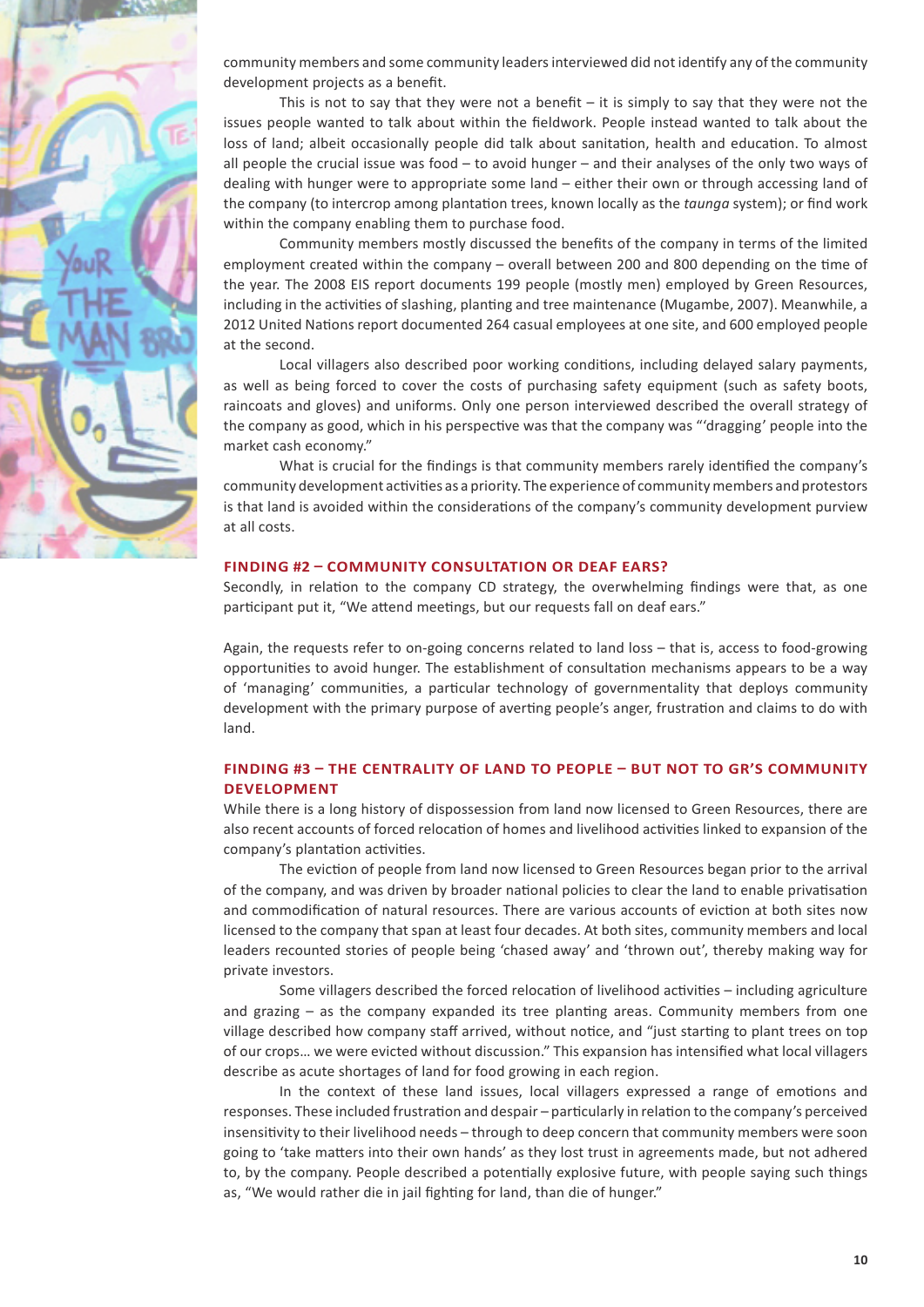community members and some community leaders interviewed did not identify any of the community development projects as a benefit.

This is not to say that they were not a benefit – it is simply to say that they were not the issues people wanted to talk about within the fieldwork. People instead wanted to talk about the loss of land; albeit occasionally people did talk about sanitation, health and education. To almost all people the crucial issue was food – to avoid hunger – and their analyses of the only two ways of dealing with hunger were to appropriate some land – either their own or through accessing land of the company (to intercrop among plantation trees, known locally as the *taunga* system); or find work within the company enabling them to purchase food.

Community members mostly discussed the benefits of the company in terms of the limited employment created within the company – overall between 200 and 800 depending on the time of the year. The 2008 EIS report documents 199 people (mostly men) employed by Green Resources, including in the activities of slashing, planting and tree maintenance (Mugambe, 2007). Meanwhile, a 2012 United Nations report documented 264 casual employees at one site, and 600 employed people at the second.

Local villagers also described poor working conditions, including delayed salary payments, as well as being forced to cover the costs of purchasing safety equipment (such as safety boots, raincoats and gloves) and uniforms. Only one person interviewed described the overall strategy of the company as good, which in his perspective was that the company was "'dragging' people into the market cash economy."

What is crucial for the findings is that community members rarely identified the company's community development activities as a priority. The experience of community members and protestors is that land is avoided within the considerations of the company's community development purview at all costs.

## FINDING #2 – COMMUNITY CONSULTATION OR DEAF EARS?

Secondly, in relation to the company CD strategy, the overwhelming findings were that, as one participant put it, "We attend meetings, but our requests fall on deaf ears."

Again, the requests refer to on-going concerns related to land loss – that is, access to food-growing opportunities to avoid hunger. The establishment of consultation mechanisms appears to be a way of 'managing' communities, a particular technology of governmentality that deploys community development with the primary purpose of averting people's anger, frustration and claims to do with land.

## FINDING #3 – THE CENTRALITY OF LAND TO PEOPLE – BUT NOT TO GR'S COMMUNITY DEVELOPMENT

While there is a long history of dispossession from land now licensed to Green Resources, there are also recent accounts of forced relocation of homes and livelihood activities linked to expansion of the company's plantation activities.

The eviction of people from land now licensed to Green Resources began prior to the arrival of the company, and was driven by broader national policies to clear the land to enable privatisation and commodification of natural resources. There are various accounts of eviction at both sites now licensed to the company that span at least four decades. At both sites, community members and local leaders recounted stories of people being 'chased away' and 'thrown out', thereby making way for private investors.

Some villagers described the forced relocation of livelihood activities – including agriculture and grazing – as the company expanded its tree planting areas. Community members from one village described how company staff arrived, without notice, and "just starting to plant trees on top of our crops… we were evicted without discussion." This expansion has intensified what local villagers describe as acute shortages of land for food growing in each region.

In the context of these land issues, local villagers expressed a range of emotions and responses. These included frustration and despair – particularly in relation to the company's perceived insensitivity to their livelihood needs – through to deep concern that community members were soon going to 'take matters into their own hands' as they lost trust in agreements made, but not adhered to, by the company. People described a potentially explosive future, with people saying such things as, "We would rather die in jail fighting for land, than die of hunger."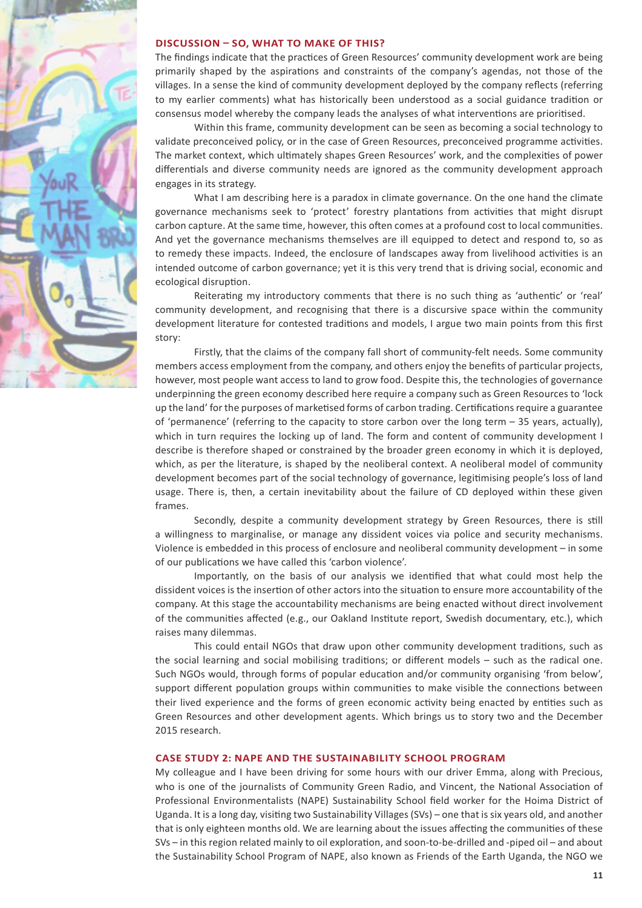## DISCUSSION – SO, WHAT TO MAKE OF THIS?

The findings indicate that the practices of Green Resources' community development work are being primarily shaped by the aspirations and constraints of the company's agendas, not those of the villages. In a sense the kind of community development deployed by the company reflects (referring to my earlier comments) what has historically been understood as a social guidance tradition or consensus model whereby the company leads the analyses of what interventions are prioritised.

Within this frame, community development can be seen as becoming a social technology to validate preconceived policy, or in the case of Green Resources, preconceived programme activities. The market context, which ultimately shapes Green Resources' work, and the complexities of power differentials and diverse community needs are ignored as the community development approach engages in its strategy.

What I am describing here is a paradox in climate governance. On the one hand the climate governance mechanisms seek to 'protect' forestry plantations from activities that might disrupt carbon capture. At the same time, however, this often comes at a profound cost to local communities. And yet the governance mechanisms themselves are ill equipped to detect and respond to, so as to remedy these impacts. Indeed, the enclosure of landscapes away from livelihood activities is an intended outcome of carbon governance; yet it is this very trend that is driving social, economic and ecological disruption.

Reiterating my introductory comments that there is no such thing as 'authentic' or 'real' community development, and recognising that there is a discursive space within the community development literature for contested traditions and models, I argue two main points from this first story:

Firstly, that the claims of the company fall short of community-felt needs. Some community members access employment from the company, and others enjoy the benefits of particular projects, however, most people want access to land to grow food. Despite this, the technologies of governance underpinning the green economy described here require a company such as Green Resources to 'lock up the land' for the purposes of marketised forms of carbon trading. Certifications require a guarantee of 'permanence' (referring to the capacity to store carbon over the long term – 35 years, actually), which in turn requires the locking up of land. The form and content of community development I describe is therefore shaped or constrained by the broader green economy in which it is deployed, which, as per the literature, is shaped by the neoliberal context. A neoliberal model of community development becomes part of the social technology of governance, legitimising people's loss of land usage. There is, then, a certain inevitability about the failure of CD deployed within these given frames.

Secondly, despite a community development strategy by Green Resources, there is still a willingness to marginalise, or manage any dissident voices via police and security mechanisms. Violence is embedded in this process of enclosure and neoliberal community development – in some of our publications we have called this 'carbon violence'.

Importantly, on the basis of our analysis we identified that what could most help the dissident voices is the insertion of other actors into the situation to ensure more accountability of the company. At this stage the accountability mechanisms are being enacted without direct involvement of the communities affected (e.g., our Oakland Institute report, Swedish documentary, etc.), which raises many dilemmas.

This could entail NGOs that draw upon other community development traditions, such as the social learning and social mobilising traditions; or different models – such as the radical one. Such NGOs would, through forms of popular education and/or community organising 'from below', support different population groups within communities to make visible the connections between their lived experience and the forms of green economic activity being enacted by entities such as Green Resources and other development agents. Which brings us to story two and the December 2015 research.

## CASE STUDY 2: NAPE AND THE SUSTAINABILITY SCHOOL PROGRAM

My colleague and I have been driving for some hours with our driver Emma, along with Precious, who is one of the journalists of Community Green Radio, and Vincent, the National Association of Professional Environmentalists (NAPE) Sustainability School field worker for the Hoima District of Uganda. It is a long day, visiting two Sustainability Villages (SVs) – one that is six years old, and another that is only eighteen months old. We are learning about the issues affecting the communities of these SVs – in this region related mainly to oil exploration, and soon-to-be-drilled and -piped oil – and about the Sustainability School Program of NAPE, also known as Friends of the Earth Uganda, the NGO we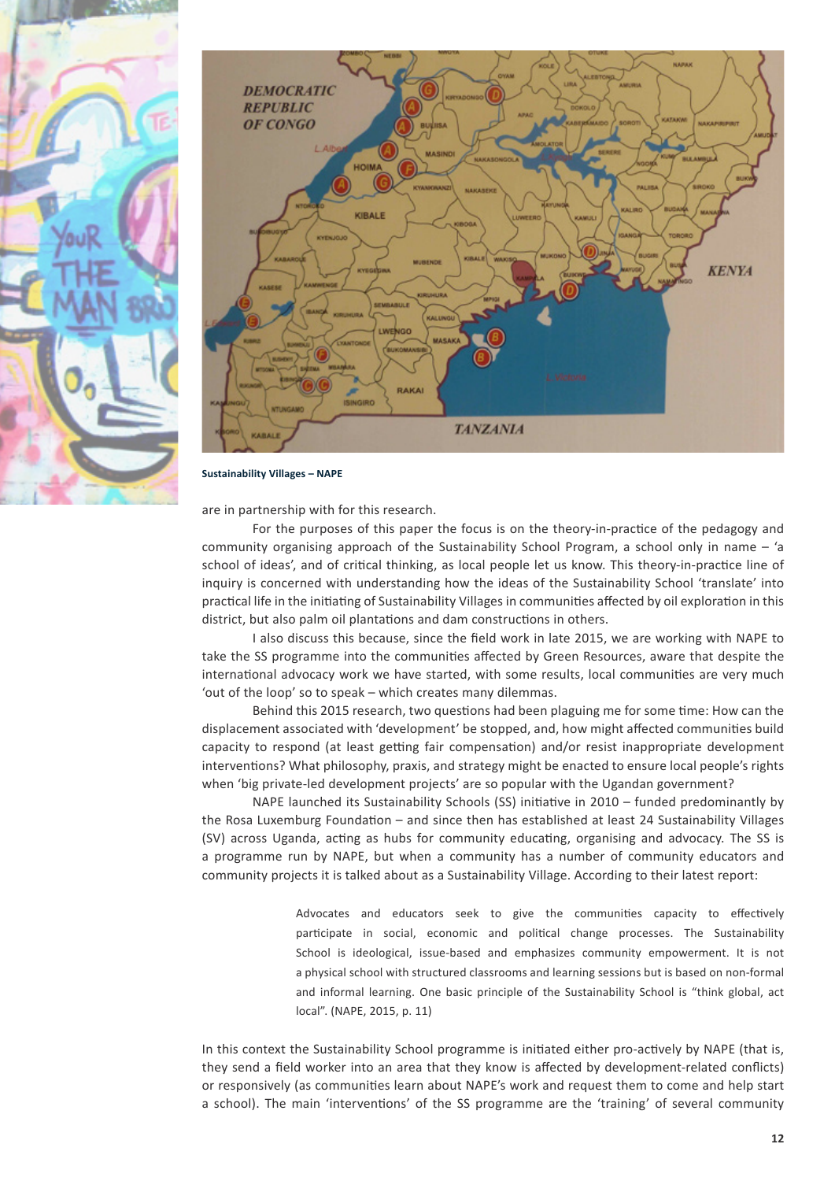Sustainability Villages – NAPE

are in partnership with for this research.

For the purposes of this paper the focus is on the theory-in-practice of the pedagogy and community organising approach of the Sustainability School Program, a school only in name – 'a school of ideas', and of critical thinking, as local people let us know. This theory-in-practice line of inquiry is concerned with understanding how the ideas of the Sustainability School 'translate' into practical life in the initiating of Sustainability Villages in communities affected by oil exploration in this district, but also palm oil plantations and dam constructions in others.

I also discuss this because, since the field work in late 2015, we are working with NAPE to take the SS programme into the communities affected by Green Resources, aware that despite the international advocacy work we have started, with some results, local communities are very much 'out of the loop' so to speak – which creates many dilemmas.

Behind this 2015 research, two questions had been plaguing me for some time: How can the displacement associated with 'development' be stopped, and, how might affected communities build capacity to respond (at least getting fair compensation) and/or resist inappropriate development interventions? What philosophy, praxis, and strategy might be enacted to ensure local people's rights when 'big private-led development projects' are so popular with the Ugandan government?

NAPE launched its Sustainability Schools (SS) initiative in 2010 – funded predominantly by the Rosa Luxemburg Foundation – and since then has established at least 24 Sustainability Villages (SV) across Uganda, acting as hubs for community educating, organising and advocacy. The SS is a programme run by NAPE, but when a community has a number of community educators and community projects it is talked about as a Sustainability Village. According to their latest report:

> Advocates and educators seek to give the communities capacity to effectively participate in social, economic and political change processes. The Sustainability School is ideological, issue-based and emphasizes community empowerment. It is not a physical school with structured classrooms and learning sessions but is based on non-formal and informal learning. One basic principle of the Sustainability School is "think global, act local". (NAPE, 2015, p. 11)

In this context the Sustainability School programme is initiated either pro-actively by NAPE (that is, they send a field worker into an area that they know is affected by development-related conflicts) or responsively (as communities learn about NAPE's work and request them to come and help start a school). The main 'interventions' of the SS programme are the 'training' of several community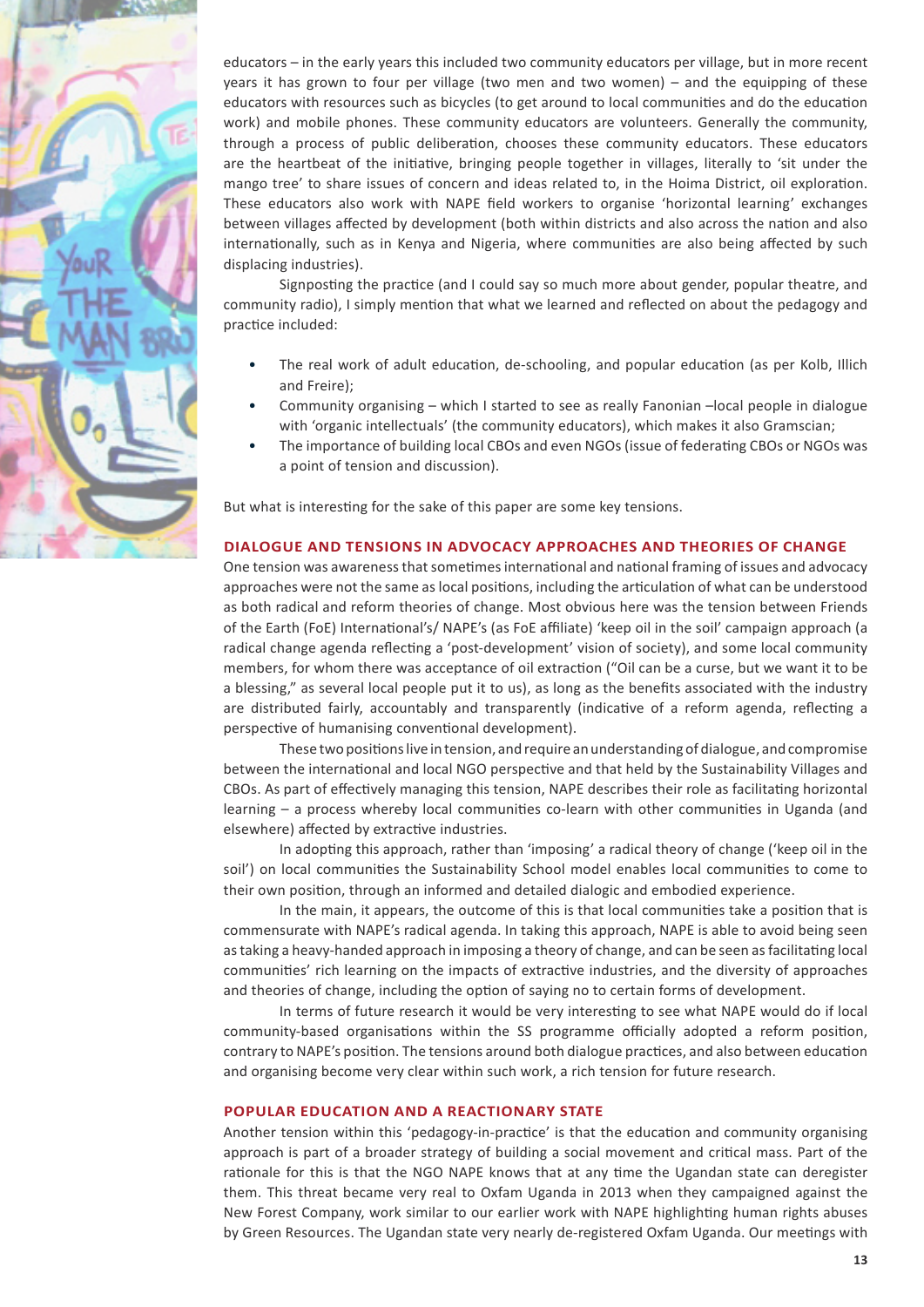educators – in the early years this included two community educators per village, but in more recent years it has grown to four per village (two men and two women) – and the equipping of these educators with resources such as bicycles (to get around to local communities and do the education work) and mobile phones. These community educators are volunteers. Generally the community, through a process of public deliberation, chooses these community educators. These educators are the heartbeat of the initiative, bringing people together in villages, literally to 'sit under the mango tree' to share issues of concern and ideas related to, in the Hoima District, oil exploration. These educators also work with NAPE field workers to organise 'horizontal learning' exchanges between villages affected by development (both within districts and also across the nation and also internationally, such as in Kenya and Nigeria, where communities are also being affected by such displacing industries).

Signposting the practice (and I could say so much more about gender, popular theatre, and community radio), I simply mention that what we learned and reflected on about the pedagogy and practice included:

- The real work of adult education, de-schooling, and popular education (as per Kolb, Illich and Freire);
- Community organising – which I started to see as really Fanonian –local people in dialogue with 'organic intellectuals' (the community educators), which makes it also Gramscian;
- The importance of building local CBOs and even NGOs (issue of federating CBOs or NGOs was a point of tension and discussion).

But what is interesting for the sake of this paper are some key tensions.

## DIALOGUE AND TENSIONS IN ADVOCACY APPROACHES AND THEORIES OF CHANGE

One tension was awareness that sometimes international and national framing of issues and advocacy approaches were not the same as local positions, including the articulation of what can be understood as both radical and reform theories of change. Most obvious here was the tension between Friends of the Earth (FoE) International's/ NAPE's (as FoE affiliate) 'keep oil in the soil' campaign approach (a radical change agenda reflecting a 'post-development' vision of society), and some local community members, for whom there was acceptance of oil extraction ("Oil can be a curse, but we want it to be a blessing," as several local people put it to us), as long as the benefits associated with the industry are distributed fairly, accountably and transparently (indicative of a reform agenda, reflecting a perspective of humanising conventional development).

These two positions live in tension, and require an understanding of dialogue, and compromise between the international and local NGO perspective and that held by the Sustainability Villages and CBOs. As part of effectively managing this tension, NAPE describes their role as facilitating horizontal learning – a process whereby local communities co-learn with other communities in Uganda (and elsewhere) affected by extractive industries.

In adopting this approach, rather than 'imposing' a radical theory of change ('keep oil in the soil') on local communities the Sustainability School model enables local communities to come to their own position, through an informed and detailed dialogic and embodied experience.

In the main, it appears, the outcome of this is that local communities take a position that is commensurate with NAPE's radical agenda. In taking this approach, NAPE is able to avoid being seen as taking a heavy-handed approach in imposing a theory of change, and can be seen as facilitating local communities' rich learning on the impacts of extractive industries, and the diversity of approaches and theories of change, including the option of saying no to certain forms of development.

In terms of future research it would be very interesting to see what NAPE would do if local community-based organisations within the SS programme officially adopted a reform position, contrary to NAPE's position. The tensions around both dialogue practices, and also between education and organising become very clear within such work, a rich tension for future research.

## POPULAR EDUCATION AND A REACTIONARY STATE

Another tension within this 'pedagogy-in-practice' is that the education and community organising approach is part of a broader strategy of building a social movement and critical mass. Part of the rationale for this is that the NGO NAPE knows that at any time the Ugandan state can deregister them. This threat became very real to Oxfam Uganda in 2013 when they campaigned against the New Forest Company, work similar to our earlier work with NAPE highlighting human rights abuses by Green Resources. The Ugandan state very nearly de-registered Oxfam Uganda. Our meetings with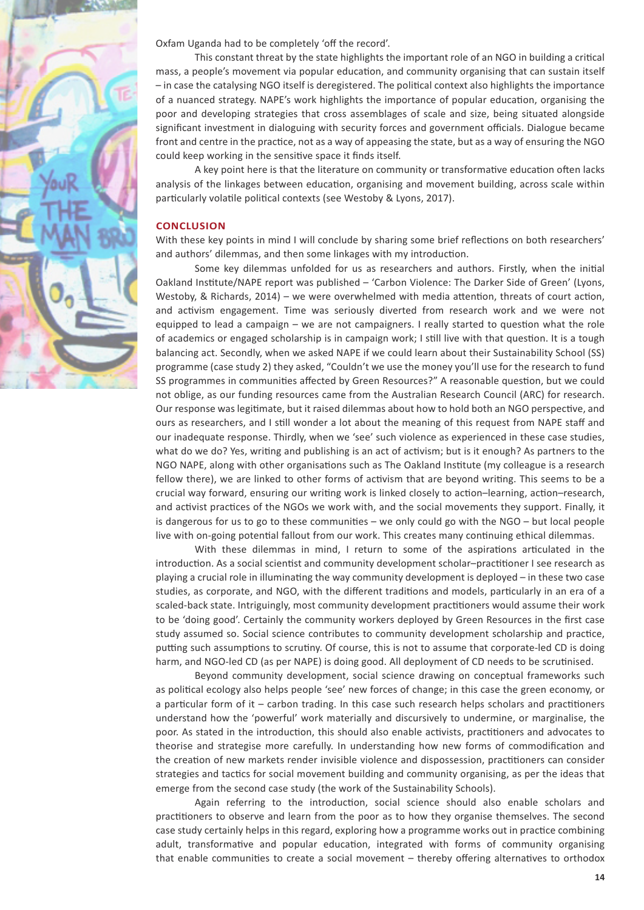Oxfam Uganda had to be completely 'off the record'.

This constant threat by the state highlights the important role of an NGO in building a critical mass, a people's movement via popular education, and community organising that can sustain itself – in case the catalysing NGO itself is deregistered. The political context also highlights the importance of a nuanced strategy. NAPE's work highlights the importance of popular education, organising the poor and developing strategies that cross assemblages of scale and size, being situated alongside significant investment in dialoguing with security forces and government officials. Dialogue became front and centre in the practice, not as a way of appeasing the state, but as a way of ensuring the NGO could keep working in the sensitive space it finds itself.

A key point here is that the literature on community or transformative education often lacks analysis of the linkages between education, organising and movement building, across scale within particularly volatile political contexts (see Westoby & Lyons, 2017).

## CONCLUSION

With these key points in mind I will conclude by sharing some brief reflections on both researchers' and authors' dilemmas, and then some linkages with my introduction.

Some key dilemmas unfolded for us as researchers and authors. Firstly, when the initial Oakland Institute/NAPE report was published – 'Carbon Violence: The Darker Side of Green' (Lyons, Westoby, & Richards, 2014) – we were overwhelmed with media attention, threats of court action, and activism engagement. Time was seriously diverted from research work and we were not equipped to lead a campaign – we are not campaigners. I really started to question what the role of academics or engaged scholarship is in campaign work; I still live with that question. It is a tough balancing act. Secondly, when we asked NAPE if we could learn about their Sustainability School (SS) programme (case study 2) they asked, "Couldn't we use the money you'll use for the research to fund SS programmes in communities affected by Green Resources?" A reasonable question, but we could not oblige, as our funding resources came from the Australian Research Council (ARC) for research. Our response was legitimate, but it raised dilemmas about how to hold both an NGO perspective, and ours as researchers, and I still wonder a lot about the meaning of this request from NAPE staff and our inadequate response. Thirdly, when we 'see' such violence as experienced in these case studies, what do we do? Yes, writing and publishing is an act of activism; but is it enough? As partners to the NGO NAPE, along with other organisations such as The Oakland Institute (my colleague is a research fellow there), we are linked to other forms of activism that are beyond writing. This seems to be a crucial way forward, ensuring our writing work is linked closely to action–learning, action–research, and activist practices of the NGOs we work with, and the social movements they support. Finally, it is dangerous for us to go to these communities – we only could go with the NGO – but local people live with on-going potential fallout from our work. This creates many continuing ethical dilemmas.

With these dilemmas in mind, I return to some of the aspirations articulated in the introduction. As a social scientist and community development scholar–practitioner I see research as playing a crucial role in illuminating the way community development is deployed – in these two case studies, as corporate, and NGO, with the different traditions and models, particularly in an era of a scaled-back state. Intriguingly, most community development practitioners would assume their work to be 'doing good'. Certainly the community workers deployed by Green Resources in the first case study assumed so. Social science contributes to community development scholarship and practice, putting such assumptions to scrutiny. Of course, this is not to assume that corporate-led CD is doing harm, and NGO-led CD (as per NAPE) is doing good. All deployment of CD needs to be scrutinised.

Beyond community development, social science drawing on conceptual frameworks such as political ecology also helps people 'see' new forces of change; in this case the green economy, or a particular form of it – carbon trading. In this case such research helps scholars and practitioners understand how the 'powerful' work materially and discursively to undermine, or marginalise, the poor. As stated in the introduction, this should also enable activists, practitioners and advocates to theorise and strategise more carefully. In understanding how new forms of commodification and the creation of new markets render invisible violence and dispossession, practitioners can consider strategies and tactics for social movement building and community organising, as per the ideas that emerge from the second case study (the work of the Sustainability Schools).

Again referring to the introduction, social science should also enable scholars and practitioners to observe and learn from the poor as to how they organise themselves. The second case study certainly helps in this regard, exploring how a programme works out in practice combining adult, transformative and popular education, integrated with forms of community organising that enable communities to create a social movement – thereby offering alternatives to orthodox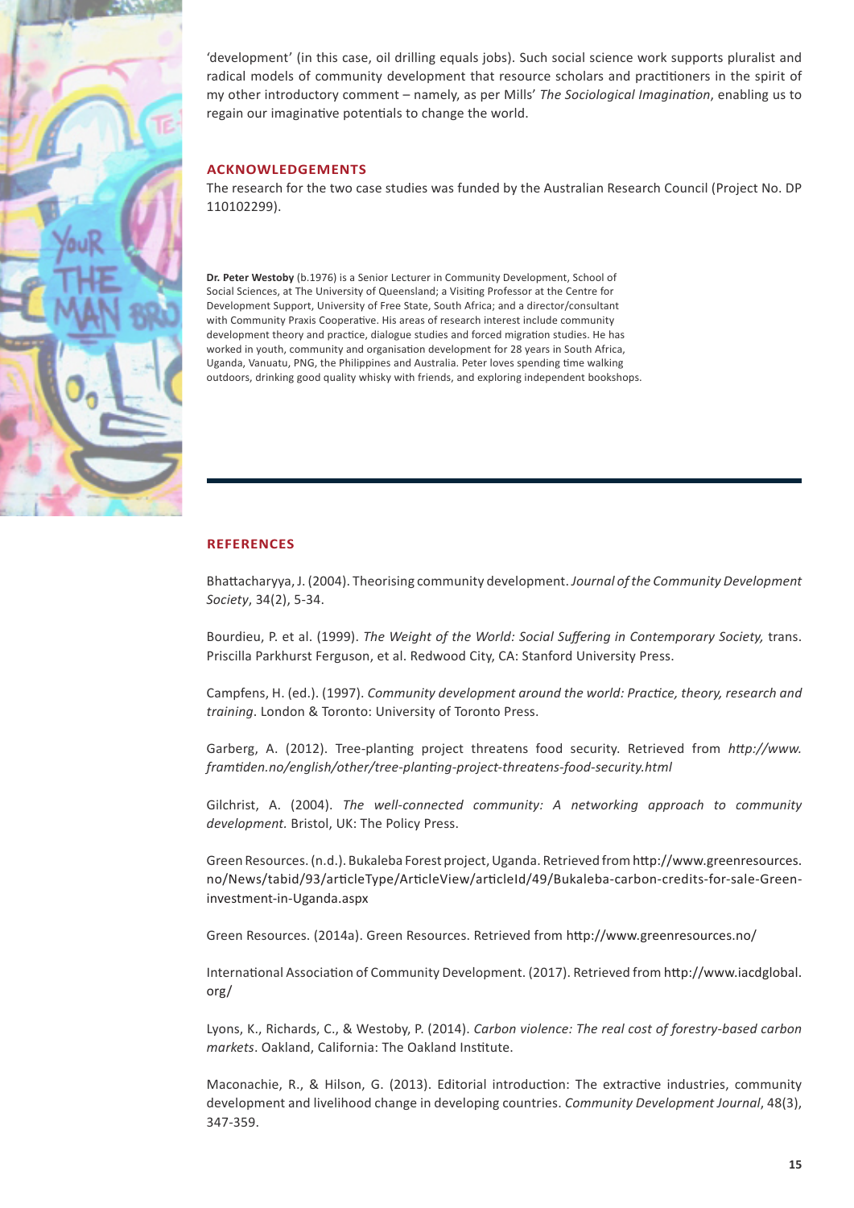'development' (in this case, oil drilling equals jobs). Such social science work supports pluralist and radical models of community development that resource scholars and practitioners in the spirit of my other introductory comment – namely, as per Mills' *The Sociological Imagination*, enabling us to regain our imaginative potentials to change the world.

## ACKNOWLEDGEMENTS

The research for the two case studies was funded by the Australian Research Council (Project No. DP 110102299).

**Dr. Peter Westoby** (b.1976) is a Senior Lecturer in Community Development, School of Social Sciences, at The University of Queensland; a Visiting Professor at the Centre for Development Support, University of Free State, South Africa; and a director/consultant with Community Praxis Cooperative. His areas of research interest include community development theory and practice, dialogue studies and forced migration studies. He has worked in youth, community and organisation development for 28 years in South Africa, Uganda, Vanuatu, PNG, the Philippines and Australia. Peter loves spending time walking outdoors, drinking good quality whisky with friends, and exploring independent bookshops.

## REFERENCES

Bhattacharyya, J. (2004). Theorising community development. *Journal of the Community Development Society*, 34(2), 5-34.

Bourdieu, P. et al. (1999). *The Weight of the World: Social Suffering in Contemporary Society,* trans. Priscilla Parkhurst Ferguson, et al. Redwood City, CA: Stanford University Press.

Campfens, H. (ed.). (1997). *Community development around the world: Practice, theory, research and training*. London & Toronto: University of Toronto Press.

Garberg, A. (2012). Tree-planting project threatens food security. Retrieved from *http://www.framtiden.no/english/other/tree-planting-project-threatens-food-security.html*

Gilchrist, A. (2004). *The well-connected community: A networking approach to community development.* Bristol, UK: The Policy Press.

Green Resources. (n.d.). Bukaleba Forest project, Uganda. Retrieved from http://www.greenresources.no/News/tabid/93/articleType/ArticleView/articleId/49/Bukaleba-carbon-credits-for-sale-Green-investment-in-Uganda.aspx

Green Resources. (2014a). Green Resources. Retrieved from http://www.greenresources.no/

International Association of Community Development. (2017). Retrieved from http://www.iacdglobal.org/

Lyons, K., Richards, C., & Westoby, P. (2014). *Carbon violence: The real cost of forestry-based carbon markets*. Oakland, California: The Oakland Institute.

Maconachie, R., & Hilson, G. (2013). Editorial introduction: The extractive industries, community development and livelihood change in developing countries. *Community Development Journal*, 48(3), 347-359.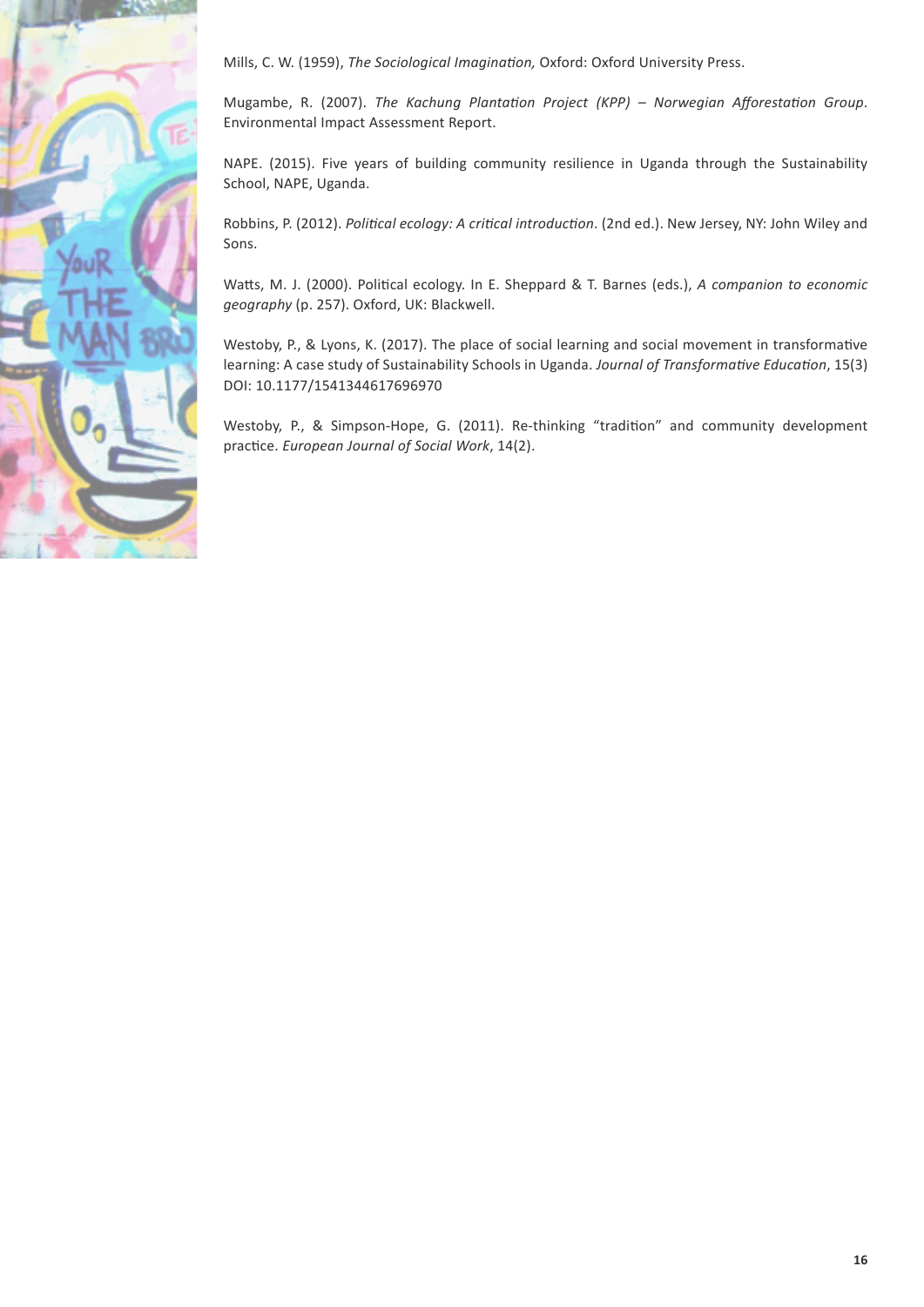Mills, C. W. (1959), *The Sociological Imagination,* Oxford: Oxford University Press.

Mugambe, R. (2007). *The Kachung Plantation Project (KPP) – Norwegian Afforestation Group*. Environmental Impact Assessment Report.

NAPE. (2015). Five years of building community resilience in Uganda through the Sustainability School, NAPE, Uganda.

Robbins, P. (2012). *Political ecology: A critical introduction*. (2nd ed.). New Jersey, NY: John Wiley and Sons.

Watts, M. J. (2000). Political ecology. In E. Sheppard & T. Barnes (eds.), *A companion to economic geography* (p. 257). Oxford, UK: Blackwell.

Westoby, P., & Lyons, K. (2017). The place of social learning and social movement in transformative learning: A case study of Sustainability Schools in Uganda. *Journal of Transformative Education*, 15(3) DOI: 10.1177/1541344617696970

Westoby, P., & Simpson-Hope, G. (2011). Re-thinking "tradition" and community development practice. *European Journal of Social Work*, 14(2).